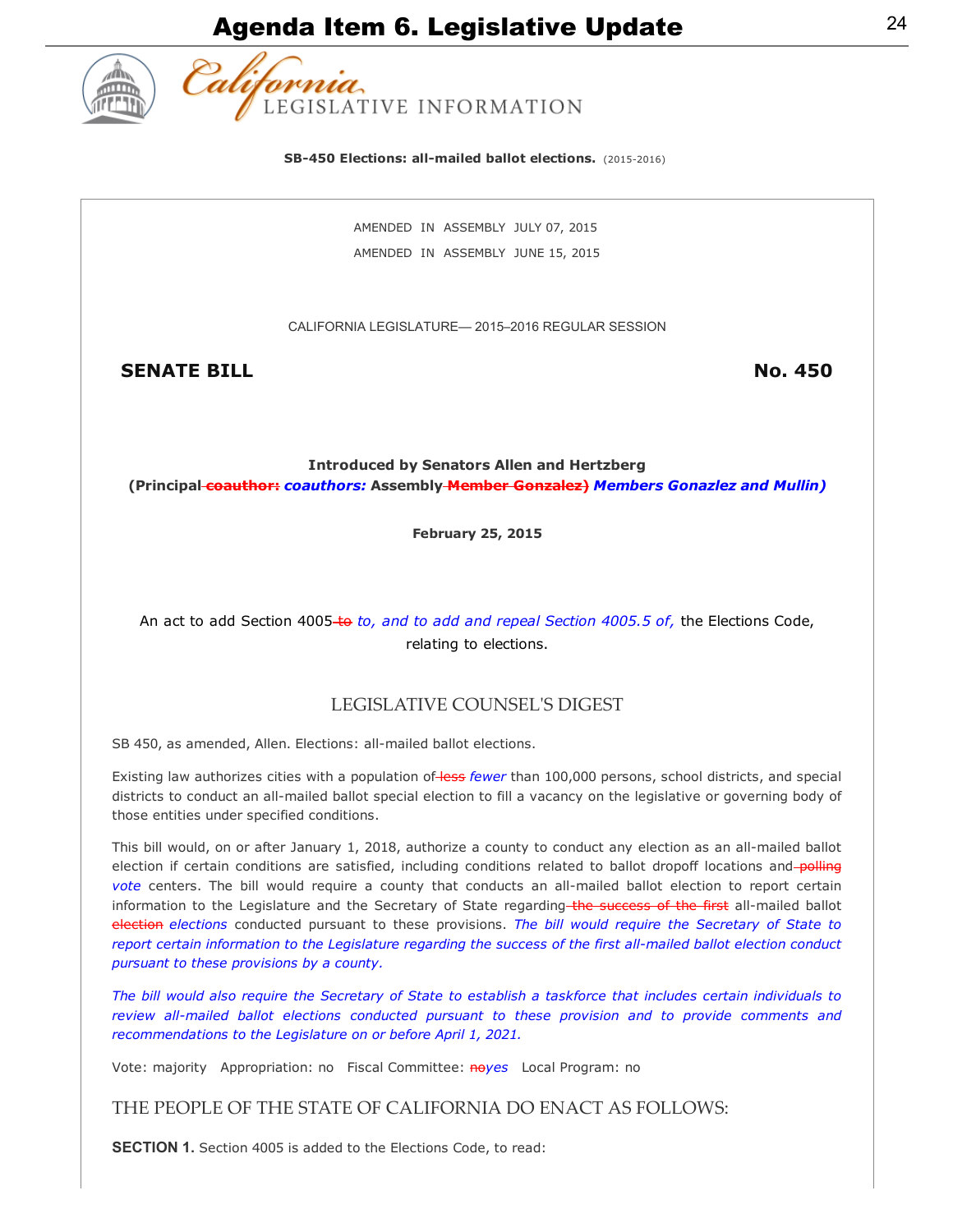# Agenda Item 6. Legislative Update

California LEGISLATIVE INFORMATION

**SB-450 Elections: all-mailed ballot elections.** (2015-2016)

AMENDED IN ASSEMBLY JULY 07, 2015

AMENDED IN ASSEMBLY JUNE 15, 2015

CALIFORNIA LEGISLATURE— 2015–2016 REGULAR SESSION

**SENATE BILL** **No. 450**

**Introduced by Senators Allen and Hertzberg**
**(Principal ~~coauthor:~~ *coauthors:* Assembly ~~Member Gonzalez)~~ *Members Gonazlez and Mullin)***

**February 25, 2015**

An act to add Section 4005 ~~to~~ *to, and to add and repeal Section 4005.5 of,* the Elections Code, relating to elections.

## LEGISLATIVE COUNSEL'S DIGEST

SB 450, as amended, Allen. Elections: all-mailed ballot elections.

Existing law authorizes cities with a population of ~~less~~ *fewer* than 100,000 persons, school districts, and special districts to conduct an all-mailed ballot special election to fill a vacancy on the legislative or governing body of those entities under specified conditions.

This bill would, on or after January 1, 2018, authorize a county to conduct any election as an all-mailed ballot election if certain conditions are satisfied, including conditions related to ballot dropoff locations and ~~polling~~ *vote* centers. The bill would require a county that conducts an all-mailed ballot election to report certain information to the Legislature and the Secretary of State regarding ~~the success of the first~~ all-mailed ballot ~~election~~ *elections* conducted pursuant to these provisions. *The bill would require the Secretary of State to report certain information to the Legislature regarding the success of the first all-mailed ballot election conduct pursuant to these provisions by a county.*

*The bill would also require the Secretary of State to establish a taskforce that includes certain individuals to review all-mailed ballot elections conducted pursuant to these provision and to provide comments and recommendations to the Legislature on or before April 1, 2021.*

Vote: majority Appropriation: no Fiscal Committee: ~~no~~*yes* Local Program: no

THE PEOPLE OF THE STATE OF CALIFORNIA DO ENACT AS FOLLOWS:

**SECTION 1.** Section 4005 is added to the Elections Code, to read: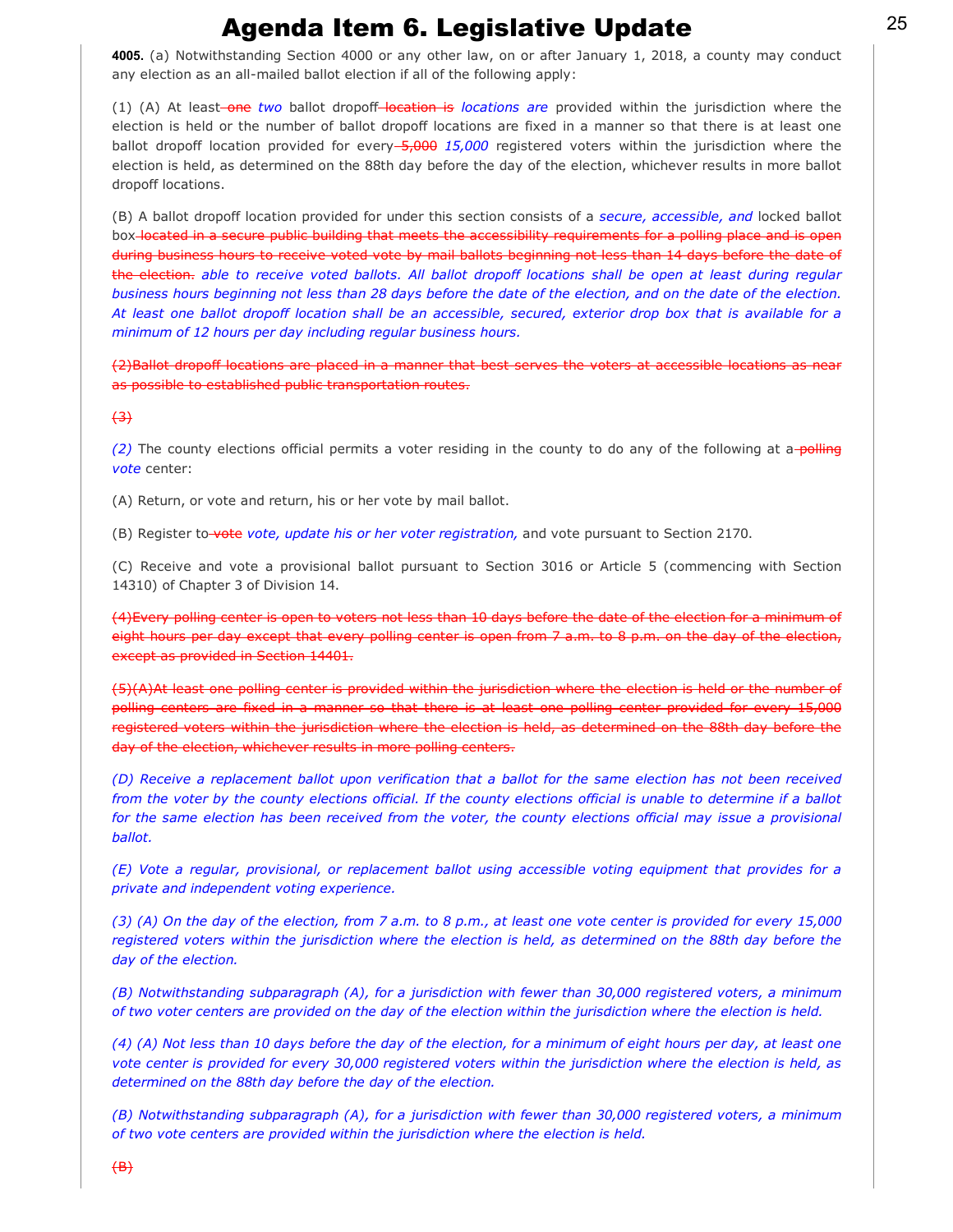# Agenda Item 6. Legislative Update

**4005.** (a) Notwithstanding Section 4000 or any other law, on or after January 1, 2018, a county may conduct any election as an all-mailed ballot election if all of the following apply:

(1) (A) At least ~~one~~ *two* ballot dropoff ~~location is~~ *locations are* provided within the jurisdiction where the election is held or the number of ballot dropoff locations are fixed in a manner so that there is at least one ballot dropoff location provided for every ~~5,000~~ *15,000* registered voters within the jurisdiction where the election is held, as determined on the 88th day before the day of the election, whichever results in more ballot dropoff locations.

(B) A ballot dropoff location provided for under this section consists of a *secure, accessible, and* locked ballot box ~~located in a secure public building that meets the accessibility requirements for a polling place and is open during business hours to receive voted vote by mail ballots beginning not less than 14 days before the date of the election.~~ *able to receive voted ballots. All ballot dropoff locations shall be open at least during regular business hours beginning not less than 28 days before the date of the election, and on the date of the election. At least one ballot dropoff location shall be an accessible, secured, exterior drop box that is available for a minimum of 12 hours per day including regular business hours.*

~~(2)Ballot dropoff locations are placed in a manner that best serves the voters at accessible locations as near as possible to established public transportation routes.~~

~~(3)~~

*(2)* The county elections official permits a voter residing in the county to do any of the following at a ~~polling~~ *vote* center:

(A) Return, or vote and return, his or her vote by mail ballot.

(B) Register to ~~vote~~ *vote, update his or her voter registration,* and vote pursuant to Section 2170.

(C) Receive and vote a provisional ballot pursuant to Section 3016 or Article 5 (commencing with Section 14310) of Chapter 3 of Division 14.

~~(4)Every polling center is open to voters not less than 10 days before the date of the election for a minimum of eight hours per day except that every polling center is open from 7 a.m. to 8 p.m. on the day of the election, except as provided in Section 14401.~~

~~(5)(A)At least one polling center is provided within the jurisdiction where the election is held or the number of polling centers are fixed in a manner so that there is at least one polling center provided for every 15,000 registered voters within the jurisdiction where the election is held, as determined on the 88th day before the day of the election, whichever results in more polling centers.~~

*(D) Receive a replacement ballot upon verification that a ballot for the same election has not been received from the voter by the county elections official. If the county elections official is unable to determine if a ballot for the same election has been received from the voter, the county elections official may issue a provisional ballot.*

*(E) Vote a regular, provisional, or replacement ballot using accessible voting equipment that provides for a private and independent voting experience.*

*(3) (A) On the day of the election, from 7 a.m. to 8 p.m., at least one vote center is provided for every 15,000 registered voters within the jurisdiction where the election is held, as determined on the 88th day before the day of the election.*

*(B) Notwithstanding subparagraph (A), for a jurisdiction with fewer than 30,000 registered voters, a minimum of two voter centers are provided on the day of the election within the jurisdiction where the election is held.*

*(4) (A) Not less than 10 days before the day of the election, for a minimum of eight hours per day, at least one vote center is provided for every 30,000 registered voters within the jurisdiction where the election is held, as determined on the 88th day before the day of the election.*

*(B) Notwithstanding subparagraph (A), for a jurisdiction with fewer than 30,000 registered voters, a minimum of two vote centers are provided within the jurisdiction where the election is held.*

~~(B)~~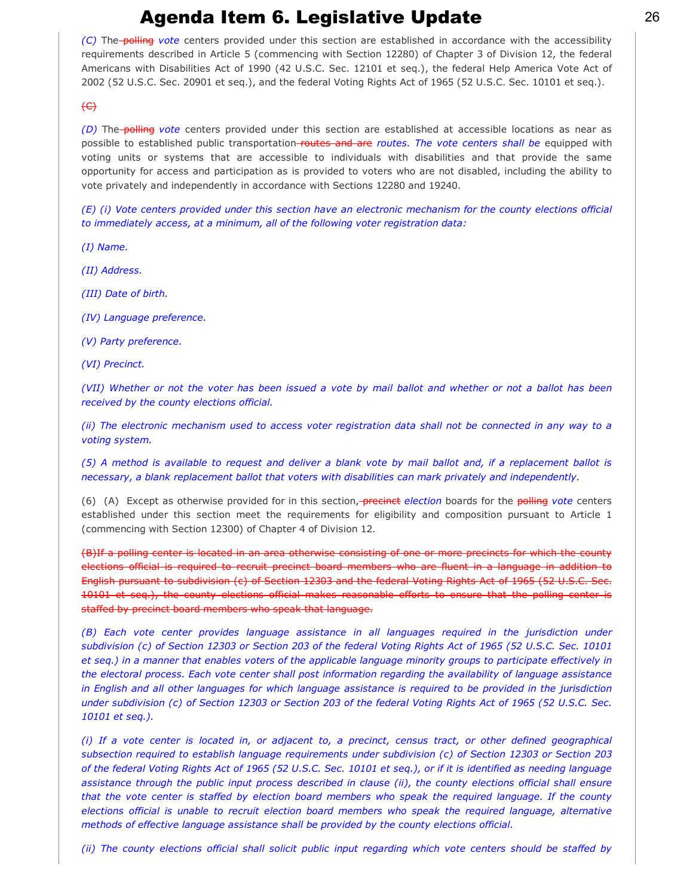*(C)* The ~~polling~~ *vote* centers provided under this section are established in accordance with the accessibility requirements described in Article 5 (commencing with Section 12280) of Chapter 3 of Division 12, the federal Americans with Disabilities Act of 1990 (42 U.S.C. Sec. 12101 et seq.), the federal Help America Vote Act of 2002 (52 U.S.C. Sec. 20901 et seq.), and the federal Voting Rights Act of 1965 (52 U.S.C. Sec. 10101 et seq.).

~~(C)~~

*(D)* The ~~polling~~ *vote* centers provided under this section are established at accessible locations as near as possible to established public transportation ~~routes and are~~ *routes. The vote centers shall be* equipped with voting units or systems that are accessible to individuals with disabilities and that provide the same opportunity for access and participation as is provided to voters who are not disabled, including the ability to vote privately and independently in accordance with Sections 12280 and 19240.

*(E) (i) Vote centers provided under this section have an electronic mechanism for the county elections official to immediately access, at a minimum, all of the following voter registration data:*

*(I) Name.*

*(II) Address.*

*(III) Date of birth.*

*(IV) Language preference.*

*(V) Party preference.*

*(VI) Precinct.*

*(VII) Whether or not the voter has been issued a vote by mail ballot and whether or not a ballot has been received by the county elections official.*

*(ii) The electronic mechanism used to access voter registration data shall not be connected in any way to a voting system.*

*(5) A method is available to request and deliver a blank vote by mail ballot and, if a replacement ballot is necessary, a blank replacement ballot that voters with disabilities can mark privately and independently.*

(6) (A) Except as otherwise provided for in this section, ~~precinct~~ *election* boards for the ~~polling~~ *vote* centers established under this section meet the requirements for eligibility and composition pursuant to Article 1 (commencing with Section 12300) of Chapter 4 of Division 12.

~~(B)If a polling center is located in an area otherwise consisting of one or more precincts for which the county elections official is required to recruit precinct board members who are fluent in a language in addition to English pursuant to subdivision (c) of Section 12303 and the federal Voting Rights Act of 1965 (52 U.S.C. Sec. 10101 et seq.), the county elections official makes reasonable efforts to ensure that the polling center is staffed by precinct board members who speak that language.~~

*(B) Each vote center provides language assistance in all languages required in the jurisdiction under subdivision (c) of Section 12303 or Section 203 of the federal Voting Rights Act of 1965 (52 U.S.C. Sec. 10101 et seq.) in a manner that enables voters of the applicable language minority groups to participate effectively in the electoral process. Each vote center shall post information regarding the availability of language assistance in English and all other languages for which language assistance is required to be provided in the jurisdiction under subdivision (c) of Section 12303 or Section 203 of the federal Voting Rights Act of 1965 (52 U.S.C. Sec. 10101 et seq.).*

*(i) If a vote center is located in, or adjacent to, a precinct, census tract, or other defined geographical subsection required to establish language requirements under subdivision (c) of Section 12303 or Section 203 of the federal Voting Rights Act of 1965 (52 U.S.C. Sec. 10101 et seq.), or if it is identified as needing language assistance through the public input process described in clause (ii), the county elections official shall ensure that the vote center is staffed by election board members who speak the required language. If the county elections official is unable to recruit election board members who speak the required language, alternative methods of effective language assistance shall be provided by the county elections official.*

*(ii) The county elections official shall solicit public input regarding which vote centers should be staffed by*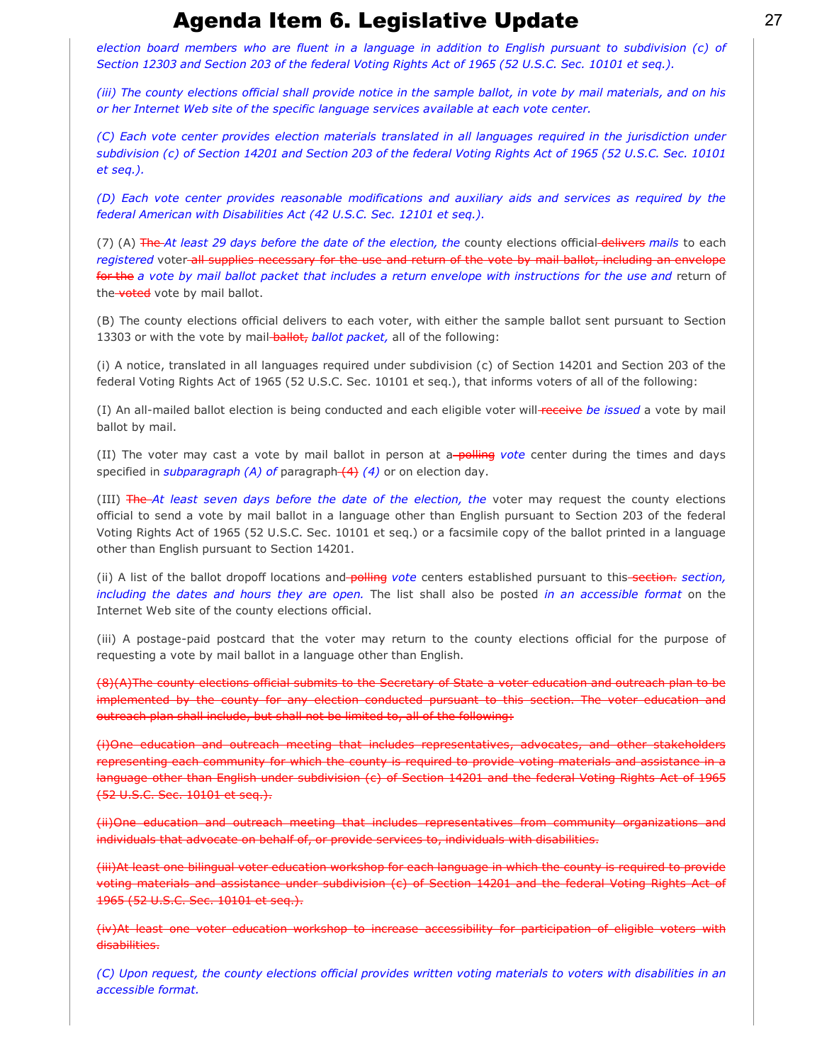*election board members who are fluent in a language in addition to English pursuant to subdivision (c) of Section 12303 and Section 203 of the federal Voting Rights Act of 1965 (52 U.S.C. Sec. 10101 et seq.).*

*(iii) The county elections official shall provide notice in the sample ballot, in vote by mail materials, and on his or her Internet Web site of the specific language services available at each vote center.*

*(C) Each vote center provides election materials translated in all languages required in the jurisdiction under subdivision (c) of Section 14201 and Section 203 of the federal Voting Rights Act of 1965 (52 U.S.C. Sec. 10101 et seq.).*

*(D) Each vote center provides reasonable modifications and auxiliary aids and services as required by the federal American with Disabilities Act (42 U.S.C. Sec. 12101 et seq.).*

(7) (A) ~~The~~ *At least 29 days before the date of the election, the* county elections official ~~delivers~~ *mails* to each *registered* voter ~~all supplies necessary for the use and return of the vote by mail ballot, including an envelope for the~~ *a vote by mail ballot packet that includes a return envelope with instructions for the use and* return of the ~~voted~~ vote by mail ballot.

(B) The county elections official delivers to each voter, with either the sample ballot sent pursuant to Section 13303 or with the vote by mail ~~ballot,~~ *ballot packet,* all of the following:

(i) A notice, translated in all languages required under subdivision (c) of Section 14201 and Section 203 of the federal Voting Rights Act of 1965 (52 U.S.C. Sec. 10101 et seq.), that informs voters of all of the following:

(I) An all-mailed ballot election is being conducted and each eligible voter will ~~receive~~ *be issued* a vote by mail ballot by mail.

(II) The voter may cast a vote by mail ballot in person at a ~~polling~~ *vote* center during the times and days specified in *subparagraph (A) of* paragraph ~~(4)~~ *(4)* or on election day.

(III) ~~The~~ *At least seven days before the date of the election, the* voter may request the county elections official to send a vote by mail ballot in a language other than English pursuant to Section 203 of the federal Voting Rights Act of 1965 (52 U.S.C. Sec. 10101 et seq.) or a facsimile copy of the ballot printed in a language other than English pursuant to Section 14201.

(ii) A list of the ballot dropoff locations and ~~polling~~ *vote* centers established pursuant to this ~~section.~~ *section, including the dates and hours they are open.* The list shall also be posted *in an accessible format* on the Internet Web site of the county elections official.

(iii) A postage-paid postcard that the voter may return to the county elections official for the purpose of requesting a vote by mail ballot in a language other than English.

~~(8)(A)The county elections official submits to the Secretary of State a voter education and outreach plan to be implemented by the county for any election conducted pursuant to this section. The voter education and outreach plan shall include, but shall not be limited to, all of the following:~~

~~(i)One education and outreach meeting that includes representatives, advocates, and other stakeholders representing each community for which the county is required to provide voting materials and assistance in a language other than English under subdivision (c) of Section 14201 and the federal Voting Rights Act of 1965 (52 U.S.C. Sec. 10101 et seq.).~~

~~(ii)One education and outreach meeting that includes representatives from community organizations and individuals that advocate on behalf of, or provide services to, individuals with disabilities.~~

~~(iii)At least one bilingual voter education workshop for each language in which the county is required to provide voting materials and assistance under subdivision (c) of Section 14201 and the federal Voting Rights Act of 1965 (52 U.S.C. Sec. 10101 et seq.).~~

~~(iv)At least one voter education workshop to increase accessibility for participation of eligible voters with disabilities.~~

*(C) Upon request, the county elections official provides written voting materials to voters with disabilities in an accessible format.*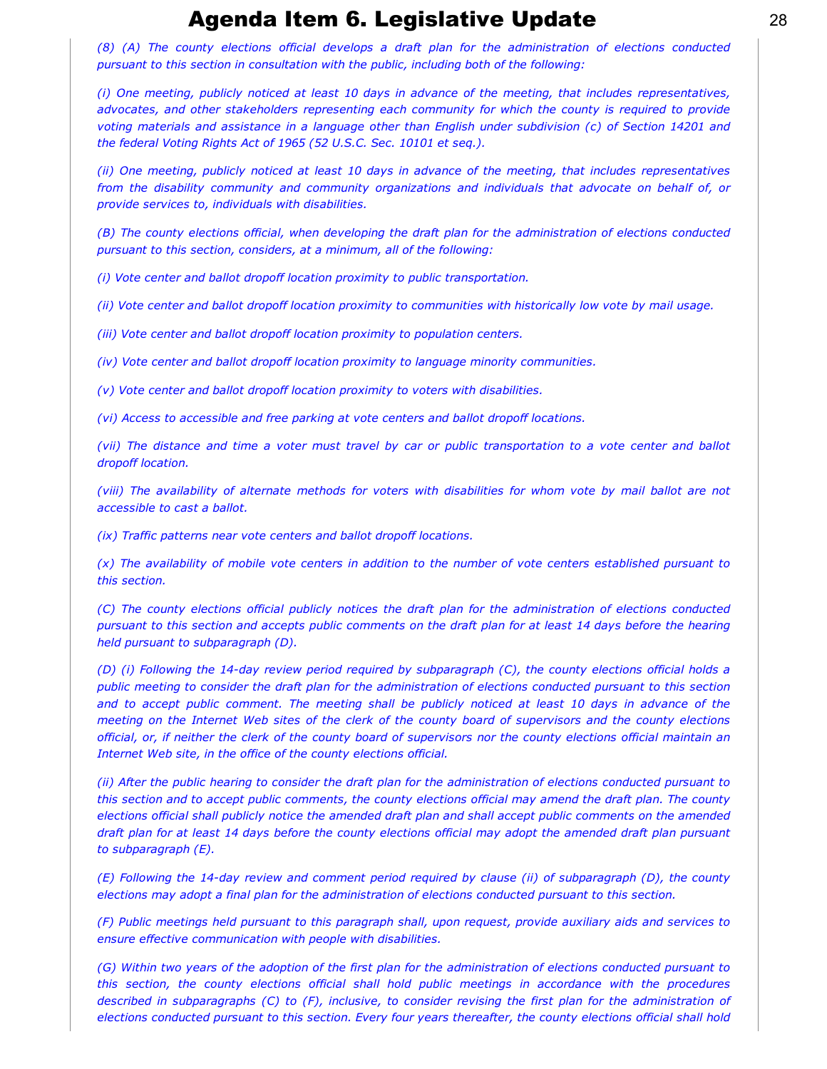*(8) (A) The county elections official develops a draft plan for the administration of elections conducted pursuant to this section in consultation with the public, including both of the following:*

*(i) One meeting, publicly noticed at least 10 days in advance of the meeting, that includes representatives, advocates, and other stakeholders representing each community for which the county is required to provide voting materials and assistance in a language other than English under subdivision (c) of Section 14201 and the federal Voting Rights Act of 1965 (52 U.S.C. Sec. 10101 et seq.).*

*(ii) One meeting, publicly noticed at least 10 days in advance of the meeting, that includes representatives from the disability community and community organizations and individuals that advocate on behalf of, or provide services to, individuals with disabilities.*

*(B) The county elections official, when developing the draft plan for the administration of elections conducted pursuant to this section, considers, at a minimum, all of the following:*

*(i) Vote center and ballot dropoff location proximity to public transportation.*

*(ii) Vote center and ballot dropoff location proximity to communities with historically low vote by mail usage.*

*(iii) Vote center and ballot dropoff location proximity to population centers.*

*(iv) Vote center and ballot dropoff location proximity to language minority communities.*

*(v) Vote center and ballot dropoff location proximity to voters with disabilities.*

*(vi) Access to accessible and free parking at vote centers and ballot dropoff locations.*

*(vii) The distance and time a voter must travel by car or public transportation to a vote center and ballot dropoff location.*

*(viii) The availability of alternate methods for voters with disabilities for whom vote by mail ballot are not accessible to cast a ballot.*

*(ix) Traffic patterns near vote centers and ballot dropoff locations.*

*(x) The availability of mobile vote centers in addition to the number of vote centers established pursuant to this section.*

*(C) The county elections official publicly notices the draft plan for the administration of elections conducted pursuant to this section and accepts public comments on the draft plan for at least 14 days before the hearing held pursuant to subparagraph (D).*

*(D) (i) Following the 14-day review period required by subparagraph (C), the county elections official holds a public meeting to consider the draft plan for the administration of elections conducted pursuant to this section and to accept public comment. The meeting shall be publicly noticed at least 10 days in advance of the meeting on the Internet Web sites of the clerk of the county board of supervisors and the county elections official, or, if neither the clerk of the county board of supervisors nor the county elections official maintain an Internet Web site, in the office of the county elections official.*

*(ii) After the public hearing to consider the draft plan for the administration of elections conducted pursuant to this section and to accept public comments, the county elections official may amend the draft plan. The county elections official shall publicly notice the amended draft plan and shall accept public comments on the amended draft plan for at least 14 days before the county elections official may adopt the amended draft plan pursuant to subparagraph (E).*

*(E) Following the 14-day review and comment period required by clause (ii) of subparagraph (D), the county elections may adopt a final plan for the administration of elections conducted pursuant to this section.*

*(F) Public meetings held pursuant to this paragraph shall, upon request, provide auxiliary aids and services to ensure effective communication with people with disabilities.*

*(G) Within two years of the adoption of the first plan for the administration of elections conducted pursuant to this section, the county elections official shall hold public meetings in accordance with the procedures described in subparagraphs (C) to (F), inclusive, to consider revising the first plan for the administration of elections conducted pursuant to this section. Every four years thereafter, the county elections official shall hold*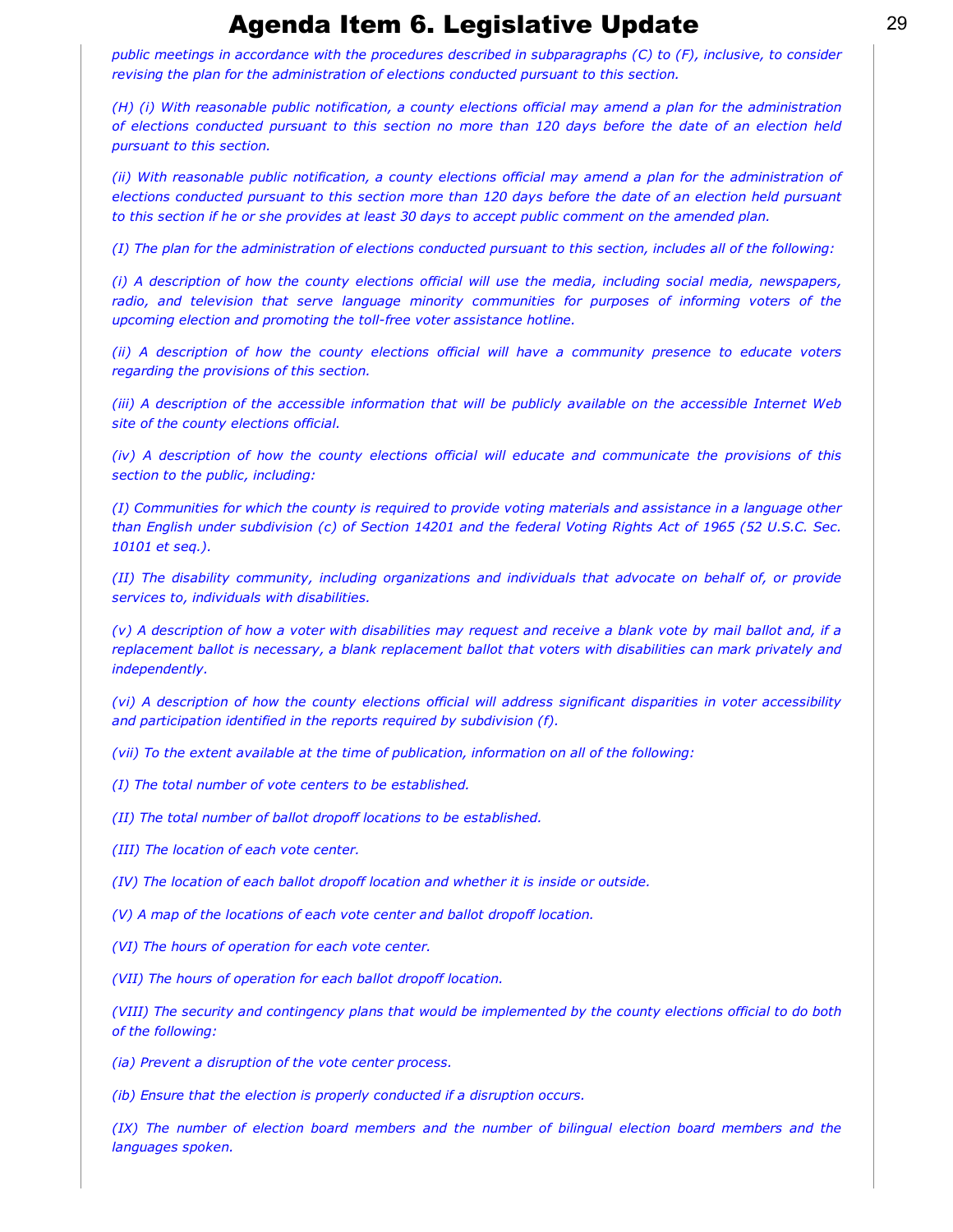*public meetings in accordance with the procedures described in subparagraphs (C) to (F), inclusive, to consider revising the plan for the administration of elections conducted pursuant to this section.*

*(H) (i) With reasonable public notification, a county elections official may amend a plan for the administration of elections conducted pursuant to this section no more than 120 days before the date of an election held pursuant to this section.*

*(ii) With reasonable public notification, a county elections official may amend a plan for the administration of elections conducted pursuant to this section more than 120 days before the date of an election held pursuant to this section if he or she provides at least 30 days to accept public comment on the amended plan.*

*(I) The plan for the administration of elections conducted pursuant to this section, includes all of the following:*

*(i) A description of how the county elections official will use the media, including social media, newspapers, radio, and television that serve language minority communities for purposes of informing voters of the upcoming election and promoting the toll-free voter assistance hotline.*

*(ii) A description of how the county elections official will have a community presence to educate voters regarding the provisions of this section.*

*(iii) A description of the accessible information that will be publicly available on the accessible Internet Web site of the county elections official.*

*(iv) A description of how the county elections official will educate and communicate the provisions of this section to the public, including:*

*(I) Communities for which the county is required to provide voting materials and assistance in a language other than English under subdivision (c) of Section 14201 and the federal Voting Rights Act of 1965 (52 U.S.C. Sec. 10101 et seq.).*

*(II) The disability community, including organizations and individuals that advocate on behalf of, or provide services to, individuals with disabilities.*

*(v) A description of how a voter with disabilities may request and receive a blank vote by mail ballot and, if a replacement ballot is necessary, a blank replacement ballot that voters with disabilities can mark privately and independently.*

*(vi) A description of how the county elections official will address significant disparities in voter accessibility and participation identified in the reports required by subdivision (f).*

*(vii) To the extent available at the time of publication, information on all of the following:*

*(I) The total number of vote centers to be established.*

*(II) The total number of ballot dropoff locations to be established.*

*(III) The location of each vote center.*

*(IV) The location of each ballot dropoff location and whether it is inside or outside.*

*(V) A map of the locations of each vote center and ballot dropoff location.*

*(VI) The hours of operation for each vote center.*

*(VII) The hours of operation for each ballot dropoff location.*

*(VIII) The security and contingency plans that would be implemented by the county elections official to do both of the following:*

*(ia) Prevent a disruption of the vote center process.*

*(ib) Ensure that the election is properly conducted if a disruption occurs.*

*(IX) The number of election board members and the number of bilingual election board members and the languages spoken.*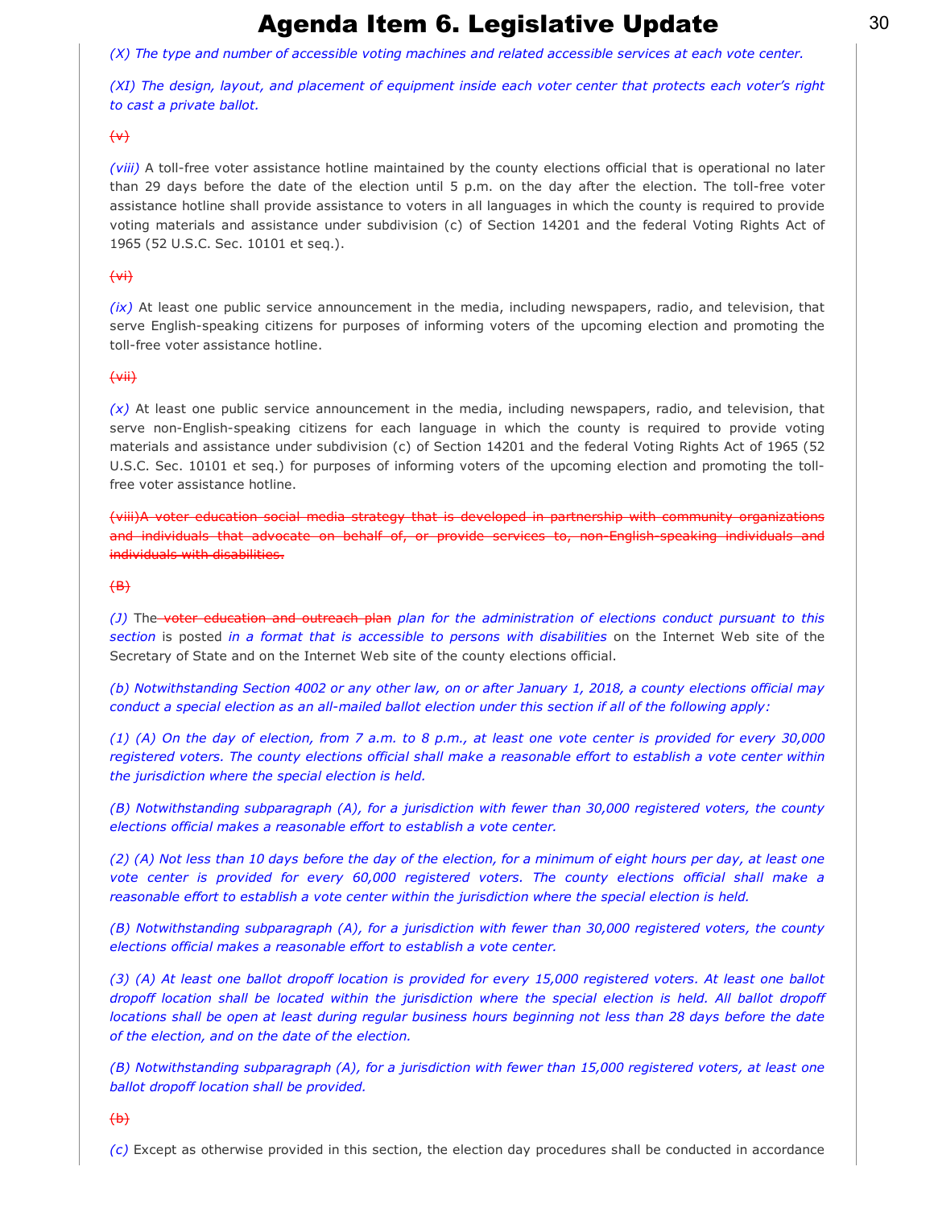*(X) The type and number of accessible voting machines and related accessible services at each vote center.*

*(XI) The design, layout, and placement of equipment inside each voter center that protects each voter's right to cast a private ballot.*

~~(v)~~

*(viii)* A toll-free voter assistance hotline maintained by the county elections official that is operational no later than 29 days before the date of the election until 5 p.m. on the day after the election. The toll-free voter assistance hotline shall provide assistance to voters in all languages in which the county is required to provide voting materials and assistance under subdivision (c) of Section 14201 and the federal Voting Rights Act of 1965 (52 U.S.C. Sec. 10101 et seq.).

~~(vi)~~

*(ix)* At least one public service announcement in the media, including newspapers, radio, and television, that serve English-speaking citizens for purposes of informing voters of the upcoming election and promoting the toll-free voter assistance hotline.

~~(vii)~~

*(x)* At least one public service announcement in the media, including newspapers, radio, and television, that serve non-English-speaking citizens for each language in which the county is required to provide voting materials and assistance under subdivision (c) of Section 14201 and the federal Voting Rights Act of 1965 (52 U.S.C. Sec. 10101 et seq.) for purposes of informing voters of the upcoming election and promoting the toll-free voter assistance hotline.

~~(viii)A voter education social media strategy that is developed in partnership with community organizations and individuals that advocate on behalf of, or provide services to, non-English-speaking individuals and individuals with disabilities.~~

~~(B)~~

*(J)* The ~~voter education and outreach plan~~ *plan for the administration of elections conduct pursuant to this section* is posted *in a format that is accessible to persons with disabilities* on the Internet Web site of the Secretary of State and on the Internet Web site of the county elections official.

*(b) Notwithstanding Section 4002 or any other law, on or after January 1, 2018, a county elections official may conduct a special election as an all-mailed ballot election under this section if all of the following apply:*

*(1) (A) On the day of election, from 7 a.m. to 8 p.m., at least one vote center is provided for every 30,000 registered voters. The county elections official shall make a reasonable effort to establish a vote center within the jurisdiction where the special election is held.*

*(B) Notwithstanding subparagraph (A), for a jurisdiction with fewer than 30,000 registered voters, the county elections official makes a reasonable effort to establish a vote center.*

*(2) (A) Not less than 10 days before the day of the election, for a minimum of eight hours per day, at least one vote center is provided for every 60,000 registered voters. The county elections official shall make a reasonable effort to establish a vote center within the jurisdiction where the special election is held.*

*(B) Notwithstanding subparagraph (A), for a jurisdiction with fewer than 30,000 registered voters, the county elections official makes a reasonable effort to establish a vote center.*

*(3) (A) At least one ballot dropoff location is provided for every 15,000 registered voters. At least one ballot dropoff location shall be located within the jurisdiction where the special election is held. All ballot dropoff locations shall be open at least during regular business hours beginning not less than 28 days before the date of the election, and on the date of the election.*

*(B) Notwithstanding subparagraph (A), for a jurisdiction with fewer than 15,000 registered voters, at least one ballot dropoff location shall be provided.*

~~(b)~~

*(c)* Except as otherwise provided in this section, the election day procedures shall be conducted in accordance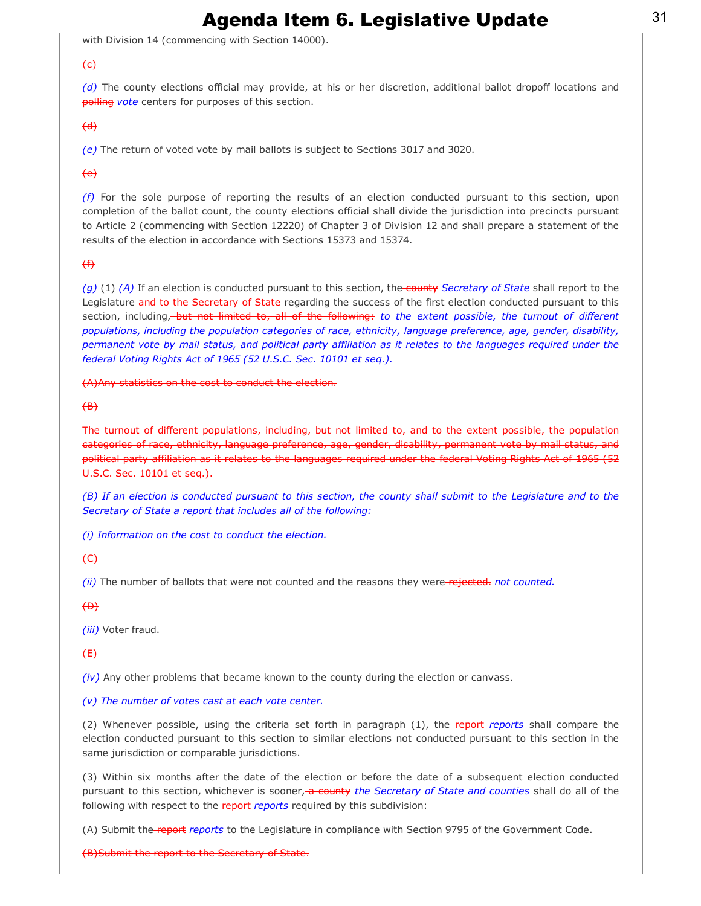with Division 14 (commencing with Section 14000).

~~(c)~~

*(d)* The county elections official may provide, at his or her discretion, additional ballot dropoff locations and ~~polling~~ *vote* centers for purposes of this section.

~~(d)~~

*(e)* The return of voted vote by mail ballots is subject to Sections 3017 and 3020.

~~(e)~~

*(f)* For the sole purpose of reporting the results of an election conducted pursuant to this section, upon completion of the ballot count, the county elections official shall divide the jurisdiction into precincts pursuant to Article 2 (commencing with Section 12220) of Chapter 3 of Division 12 and shall prepare a statement of the results of the election in accordance with Sections 15373 and 15374.

~~(f)~~

*(g)* (1) *(A)* If an election is conducted pursuant to this section, the ~~county~~ *Secretary of State* shall report to the Legislature ~~and to the Secretary of State~~ regarding the success of the first election conducted pursuant to this section, including, ~~but not limited to, all of the following:~~ *to the extent possible, the turnout of different populations, including the population categories of race, ethnicity, language preference, age, gender, disability, permanent vote by mail status, and political party affiliation as it relates to the languages required under the federal Voting Rights Act of 1965 (52 U.S.C. Sec. 10101 et seq.).*

~~(A)Any statistics on the cost to conduct the election.~~

~~(B)~~

~~The turnout of different populations, including, but not limited to, and to the extent possible, the population categories of race, ethnicity, language preference, age, gender, disability, permanent vote by mail status, and political party affiliation as it relates to the languages required under the federal Voting Rights Act of 1965 (52 U.S.C. Sec. 10101 et seq.).~~

*(B) If an election is conducted pursuant to this section, the county shall submit to the Legislature and to the Secretary of State a report that includes all of the following:*

*(i) Information on the cost to conduct the election.*

~~(C)~~

*(ii)* The number of ballots that were not counted and the reasons they were ~~rejected.~~ *not counted.*

~~(D)~~

*(iii)* Voter fraud.

~~(E)~~

*(iv)* Any other problems that became known to the county during the election or canvass.

*(v) The number of votes cast at each vote center.*

(2) Whenever possible, using the criteria set forth in paragraph (1), the ~~report~~ *reports* shall compare the election conducted pursuant to this section to similar elections not conducted pursuant to this section in the same jurisdiction or comparable jurisdictions.

(3) Within six months after the date of the election or before the date of a subsequent election conducted pursuant to this section, whichever is sooner, ~~a county~~ *the Secretary of State and counties* shall do all of the following with respect to the ~~report~~ *reports* required by this subdivision:

(A) Submit the ~~report~~ *reports* to the Legislature in compliance with Section 9795 of the Government Code.

~~(B)Submit the report to the Secretary of State.~~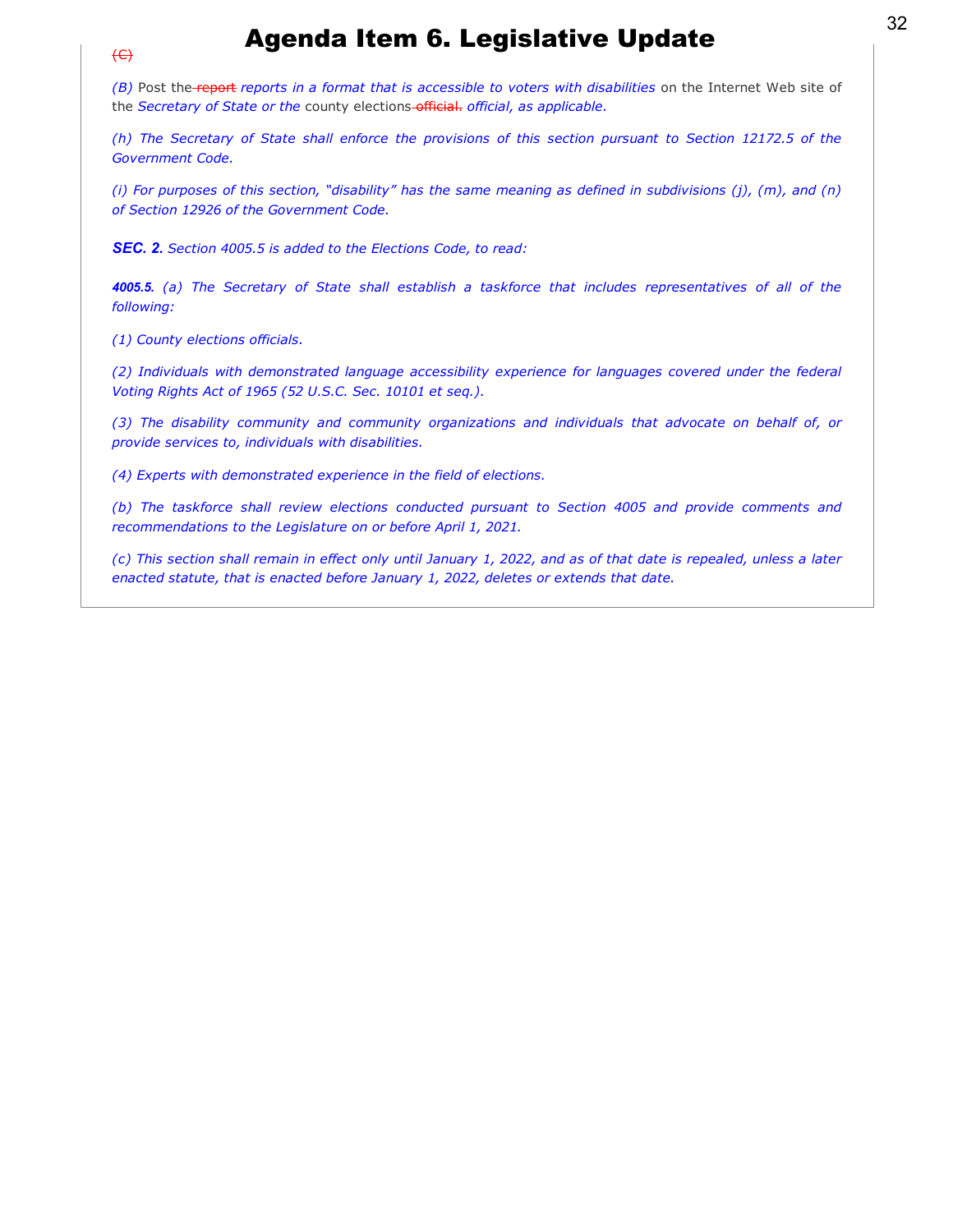# Agenda Item 6. Legislative Update

~~(C)~~

*(B)* Post the ~~report~~ *reports in a format that is accessible to voters with disabilities* on the Internet Web site of the *Secretary of State or the* county elections ~~official.~~ *official, as applicable.*

*(h) The Secretary of State shall enforce the provisions of this section pursuant to Section 12172.5 of the Government Code.*

*(i) For purposes of this section, "disability" has the same meaning as defined in subdivisions (j), (m), and (n) of Section 12926 of the Government Code.*

***SEC. 2.*** *Section 4005.5 is added to the Elections Code, to read:*

***4005.5.*** *(a) The Secretary of State shall establish a taskforce that includes representatives of all of the following:*

*(1) County elections officials.*

*(2) Individuals with demonstrated language accessibility experience for languages covered under the federal Voting Rights Act of 1965 (52 U.S.C. Sec. 10101 et seq.).*

*(3) The disability community and community organizations and individuals that advocate on behalf of, or provide services to, individuals with disabilities.*

*(4) Experts with demonstrated experience in the field of elections.*

*(b) The taskforce shall review elections conducted pursuant to Section 4005 and provide comments and recommendations to the Legislature on or before April 1, 2021.*

*(c) This section shall remain in effect only until January 1, 2022, and as of that date is repealed, unless a later enacted statute, that is enacted before January 1, 2022, deletes or extends that date.*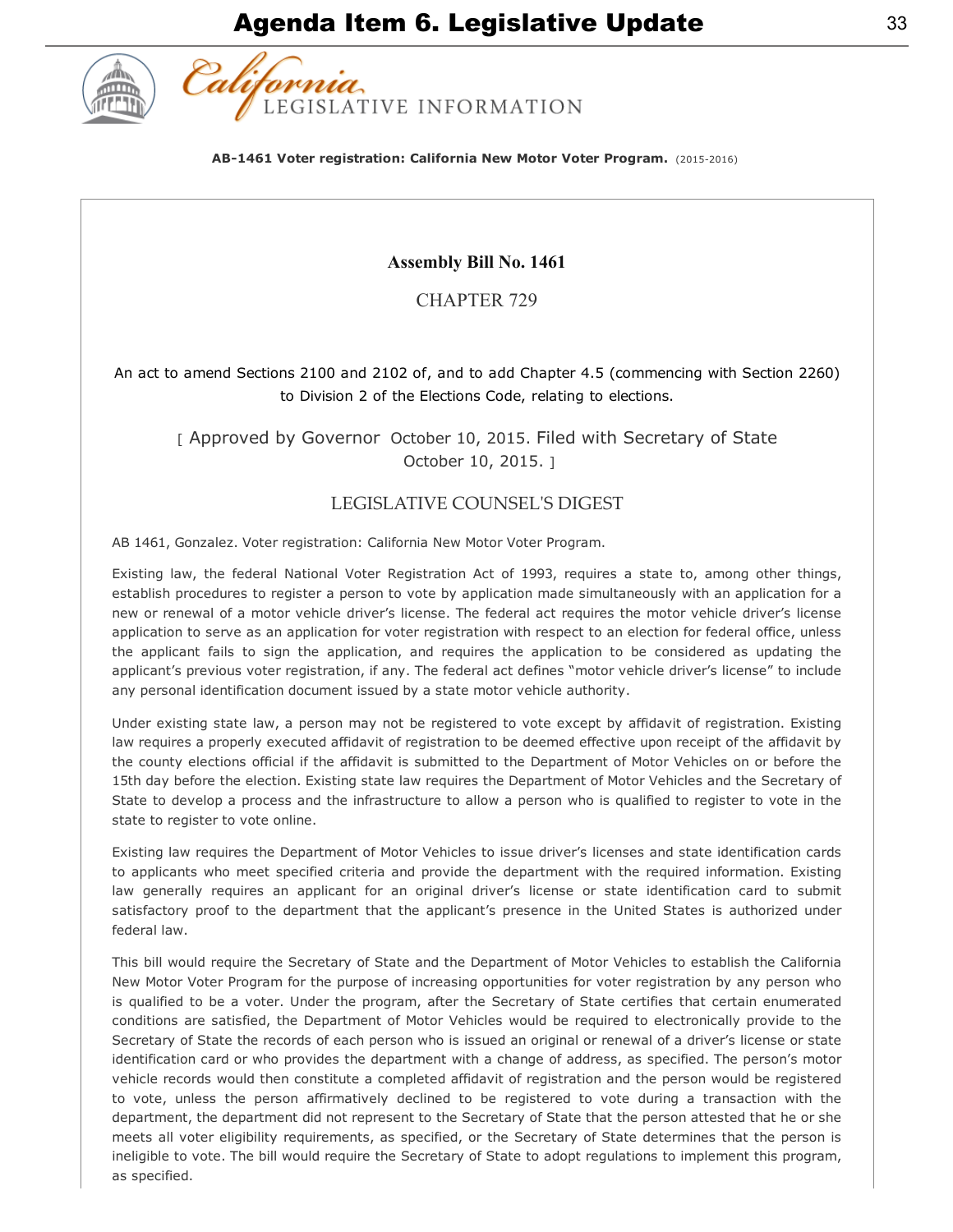# Agenda Item 6. Legislative Update

California LEGISLATIVE INFORMATION

**AB-1461 Voter registration: California New Motor Voter Program.** (2015-2016)

## Assembly Bill No. 1461

### CHAPTER 729

An act to amend Sections 2100 and 2102 of, and to add Chapter 4.5 (commencing with Section 2260) to Division 2 of the Elections Code, relating to elections.

[ Approved by Governor October 10, 2015. Filed with Secretary of State October 10, 2015. ]

### LEGISLATIVE COUNSEL'S DIGEST

AB 1461, Gonzalez. Voter registration: California New Motor Voter Program.

Existing law, the federal National Voter Registration Act of 1993, requires a state to, among other things, establish procedures to register a person to vote by application made simultaneously with an application for a new or renewal of a motor vehicle driver's license. The federal act requires the motor vehicle driver's license application to serve as an application for voter registration with respect to an election for federal office, unless the applicant fails to sign the application, and requires the application to be considered as updating the applicant's previous voter registration, if any. The federal act defines "motor vehicle driver's license" to include any personal identification document issued by a state motor vehicle authority.

Under existing state law, a person may not be registered to vote except by affidavit of registration. Existing law requires a properly executed affidavit of registration to be deemed effective upon receipt of the affidavit by the county elections official if the affidavit is submitted to the Department of Motor Vehicles on or before the 15th day before the election. Existing state law requires the Department of Motor Vehicles and the Secretary of State to develop a process and the infrastructure to allow a person who is qualified to register to vote in the state to register to vote online.

Existing law requires the Department of Motor Vehicles to issue driver's licenses and state identification cards to applicants who meet specified criteria and provide the department with the required information. Existing law generally requires an applicant for an original driver's license or state identification card to submit satisfactory proof to the department that the applicant's presence in the United States is authorized under federal law.

This bill would require the Secretary of State and the Department of Motor Vehicles to establish the California New Motor Voter Program for the purpose of increasing opportunities for voter registration by any person who is qualified to be a voter. Under the program, after the Secretary of State certifies that certain enumerated conditions are satisfied, the Department of Motor Vehicles would be required to electronically provide to the Secretary of State the records of each person who is issued an original or renewal of a driver's license or state identification card or who provides the department with a change of address, as specified. The person's motor vehicle records would then constitute a completed affidavit of registration and the person would be registered to vote, unless the person affirmatively declined to be registered to vote during a transaction with the department, the department did not represent to the Secretary of State that the person attested that he or she meets all voter eligibility requirements, as specified, or the Secretary of State determines that the person is ineligible to vote. The bill would require the Secretary of State to adopt regulations to implement this program, as specified.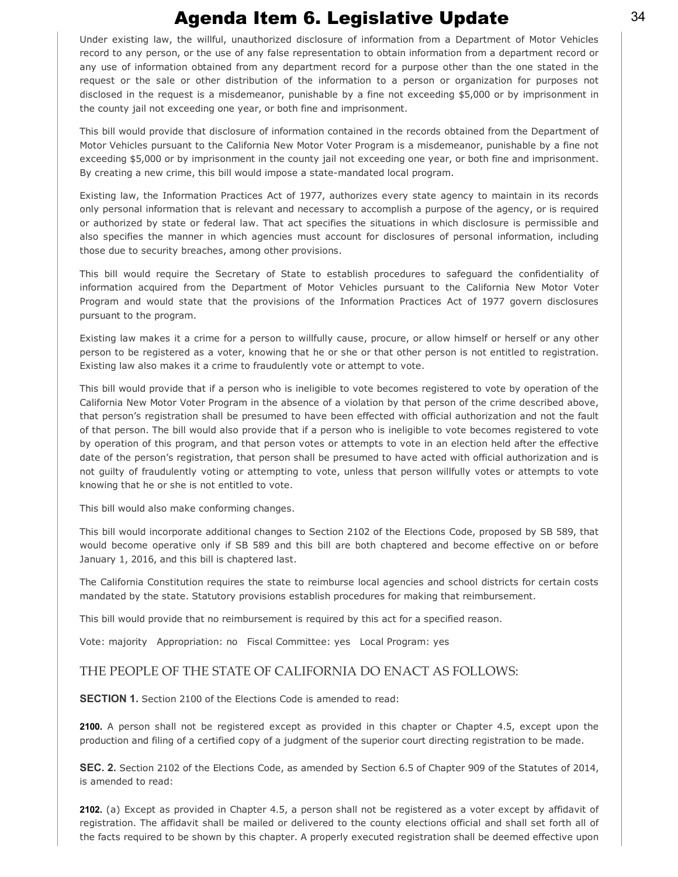Under existing law, the willful, unauthorized disclosure of information from a Department of Motor Vehicles record to any person, or the use of any false representation to obtain information from a department record or any use of information obtained from any department record for a purpose other than the one stated in the request or the sale or other distribution of the information to a person or organization for purposes not disclosed in the request is a misdemeanor, punishable by a fine not exceeding $5,000 or by imprisonment in the county jail not exceeding one year, or both fine and imprisonment.

This bill would provide that disclosure of information contained in the records obtained from the Department of Motor Vehicles pursuant to the California New Motor Voter Program is a misdemeanor, punishable by a fine not exceeding $5,000 or by imprisonment in the county jail not exceeding one year, or both fine and imprisonment. By creating a new crime, this bill would impose a state-mandated local program.

Existing law, the Information Practices Act of 1977, authorizes every state agency to maintain in its records only personal information that is relevant and necessary to accomplish a purpose of the agency, or is required or authorized by state or federal law. That act specifies the situations in which disclosure is permissible and also specifies the manner in which agencies must account for disclosures of personal information, including those due to security breaches, among other provisions.

This bill would require the Secretary of State to establish procedures to safeguard the confidentiality of information acquired from the Department of Motor Vehicles pursuant to the California New Motor Voter Program and would state that the provisions of the Information Practices Act of 1977 govern disclosures pursuant to the program.

Existing law makes it a crime for a person to willfully cause, procure, or allow himself or herself or any other person to be registered as a voter, knowing that he or she or that other person is not entitled to registration. Existing law also makes it a crime to fraudulently vote or attempt to vote.

This bill would provide that if a person who is ineligible to vote becomes registered to vote by operation of the California New Motor Voter Program in the absence of a violation by that person of the crime described above, that person's registration shall be presumed to have been effected with official authorization and not the fault of that person. The bill would also provide that if a person who is ineligible to vote becomes registered to vote by operation of this program, and that person votes or attempts to vote in an election held after the effective date of the person's registration, that person shall be presumed to have acted with official authorization and is not guilty of fraudulently voting or attempting to vote, unless that person willfully votes or attempts to vote knowing that he or she is not entitled to vote.

This bill would also make conforming changes.

This bill would incorporate additional changes to Section 2102 of the Elections Code, proposed by SB 589, that would become operative only if SB 589 and this bill are both chaptered and become effective on or before January 1, 2016, and this bill is chaptered last.

The California Constitution requires the state to reimburse local agencies and school districts for certain costs mandated by the state. Statutory provisions establish procedures for making that reimbursement.

This bill would provide that no reimbursement is required by this act for a specified reason.

Vote: majority Appropriation: no Fiscal Committee: yes Local Program: yes

THE PEOPLE OF THE STATE OF CALIFORNIA DO ENACT AS FOLLOWS:

**SECTION 1.** Section 2100 of the Elections Code is amended to read:

**2100.** A person shall not be registered except as provided in this chapter or Chapter 4.5, except upon the production and filing of a certified copy of a judgment of the superior court directing registration to be made.

**SEC. 2.** Section 2102 of the Elections Code, as amended by Section 6.5 of Chapter 909 of the Statutes of 2014, is amended to read:

**2102.** (a) Except as provided in Chapter 4.5, a person shall not be registered as a voter except by affidavit of registration. The affidavit shall be mailed or delivered to the county elections official and shall set forth all of the facts required to be shown by this chapter. A properly executed registration shall be deemed effective upon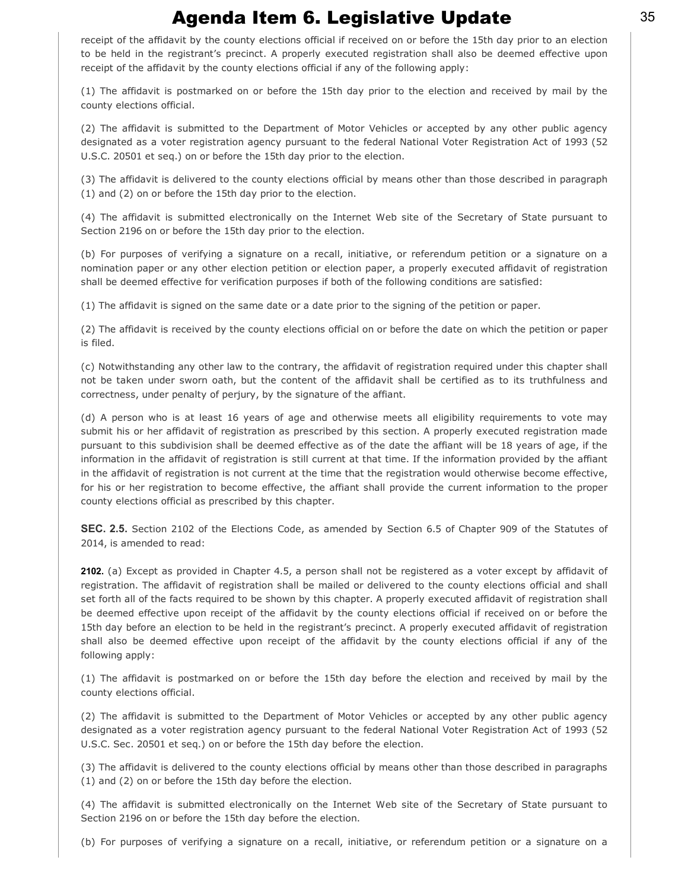receipt of the affidavit by the county elections official if received on or before the 15th day prior to an election to be held in the registrant's precinct. A properly executed registration shall also be deemed effective upon receipt of the affidavit by the county elections official if any of the following apply:

(1) The affidavit is postmarked on or before the 15th day prior to the election and received by mail by the county elections official.

(2) The affidavit is submitted to the Department of Motor Vehicles or accepted by any other public agency designated as a voter registration agency pursuant to the federal National Voter Registration Act of 1993 (52 U.S.C. 20501 et seq.) on or before the 15th day prior to the election.

(3) The affidavit is delivered to the county elections official by means other than those described in paragraph (1) and (2) on or before the 15th day prior to the election.

(4) The affidavit is submitted electronically on the Internet Web site of the Secretary of State pursuant to Section 2196 on or before the 15th day prior to the election.

(b) For purposes of verifying a signature on a recall, initiative, or referendum petition or a signature on a nomination paper or any other election petition or election paper, a properly executed affidavit of registration shall be deemed effective for verification purposes if both of the following conditions are satisfied:

(1) The affidavit is signed on the same date or a date prior to the signing of the petition or paper.

(2) The affidavit is received by the county elections official on or before the date on which the petition or paper is filed.

(c) Notwithstanding any other law to the contrary, the affidavit of registration required under this chapter shall not be taken under sworn oath, but the content of the affidavit shall be certified as to its truthfulness and correctness, under penalty of perjury, by the signature of the affiant.

(d) A person who is at least 16 years of age and otherwise meets all eligibility requirements to vote may submit his or her affidavit of registration as prescribed by this section. A properly executed registration made pursuant to this subdivision shall be deemed effective as of the date the affiant will be 18 years of age, if the information in the affidavit of registration is still current at that time. If the information provided by the affiant in the affidavit of registration is not current at the time that the registration would otherwise become effective, for his or her registration to become effective, the affiant shall provide the current information to the proper county elections official as prescribed by this chapter.

**SEC. 2.5.** Section 2102 of the Elections Code, as amended by Section 6.5 of Chapter 909 of the Statutes of 2014, is amended to read:

**2102.** (a) Except as provided in Chapter 4.5, a person shall not be registered as a voter except by affidavit of registration. The affidavit of registration shall be mailed or delivered to the county elections official and shall set forth all of the facts required to be shown by this chapter. A properly executed affidavit of registration shall be deemed effective upon receipt of the affidavit by the county elections official if received on or before the 15th day before an election to be held in the registrant's precinct. A properly executed affidavit of registration shall also be deemed effective upon receipt of the affidavit by the county elections official if any of the following apply:

(1) The affidavit is postmarked on or before the 15th day before the election and received by mail by the county elections official.

(2) The affidavit is submitted to the Department of Motor Vehicles or accepted by any other public agency designated as a voter registration agency pursuant to the federal National Voter Registration Act of 1993 (52 U.S.C. Sec. 20501 et seq.) on or before the 15th day before the election.

(3) The affidavit is delivered to the county elections official by means other than those described in paragraphs (1) and (2) on or before the 15th day before the election.

(4) The affidavit is submitted electronically on the Internet Web site of the Secretary of State pursuant to Section 2196 on or before the 15th day before the election.

(b) For purposes of verifying a signature on a recall, initiative, or referendum petition or a signature on a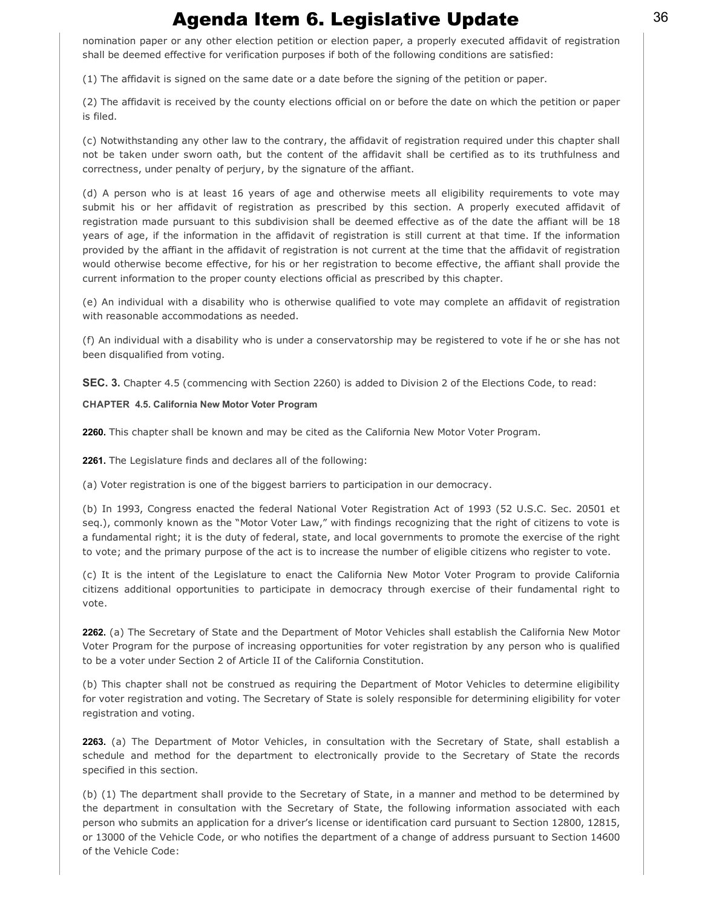nomination paper or any other election petition or election paper, a properly executed affidavit of registration shall be deemed effective for verification purposes if both of the following conditions are satisfied:

(1) The affidavit is signed on the same date or a date before the signing of the petition or paper.

(2) The affidavit is received by the county elections official on or before the date on which the petition or paper is filed.

(c) Notwithstanding any other law to the contrary, the affidavit of registration required under this chapter shall not be taken under sworn oath, but the content of the affidavit shall be certified as to its truthfulness and correctness, under penalty of perjury, by the signature of the affiant.

(d) A person who is at least 16 years of age and otherwise meets all eligibility requirements to vote may submit his or her affidavit of registration as prescribed by this section. A properly executed affidavit of registration made pursuant to this subdivision shall be deemed effective as of the date the affiant will be 18 years of age, if the information in the affidavit of registration is still current at that time. If the information provided by the affiant in the affidavit of registration is not current at the time that the affidavit of registration would otherwise become effective, for his or her registration to become effective, the affiant shall provide the current information to the proper county elections official as prescribed by this chapter.

(e) An individual with a disability who is otherwise qualified to vote may complete an affidavit of registration with reasonable accommodations as needed.

(f) An individual with a disability who is under a conservatorship may be registered to vote if he or she has not been disqualified from voting.

**SEC. 3.** Chapter 4.5 (commencing with Section 2260) is added to Division 2 of the Elections Code, to read:

**CHAPTER 4.5. California New Motor Voter Program**

**2260.** This chapter shall be known and may be cited as the California New Motor Voter Program.

**2261.** The Legislature finds and declares all of the following:

(a) Voter registration is one of the biggest barriers to participation in our democracy.

(b) In 1993, Congress enacted the federal National Voter Registration Act of 1993 (52 U.S.C. Sec. 20501 et seq.), commonly known as the "Motor Voter Law," with findings recognizing that the right of citizens to vote is a fundamental right; it is the duty of federal, state, and local governments to promote the exercise of the right to vote; and the primary purpose of the act is to increase the number of eligible citizens who register to vote.

(c) It is the intent of the Legislature to enact the California New Motor Voter Program to provide California citizens additional opportunities to participate in democracy through exercise of their fundamental right to vote.

**2262.** (a) The Secretary of State and the Department of Motor Vehicles shall establish the California New Motor Voter Program for the purpose of increasing opportunities for voter registration by any person who is qualified to be a voter under Section 2 of Article II of the California Constitution.

(b) This chapter shall not be construed as requiring the Department of Motor Vehicles to determine eligibility for voter registration and voting. The Secretary of State is solely responsible for determining eligibility for voter registration and voting.

**2263.** (a) The Department of Motor Vehicles, in consultation with the Secretary of State, shall establish a schedule and method for the department to electronically provide to the Secretary of State the records specified in this section.

(b) (1) The department shall provide to the Secretary of State, in a manner and method to be determined by the department in consultation with the Secretary of State, the following information associated with each person who submits an application for a driver's license or identification card pursuant to Section 12800, 12815, or 13000 of the Vehicle Code, or who notifies the department of a change of address pursuant to Section 14600 of the Vehicle Code: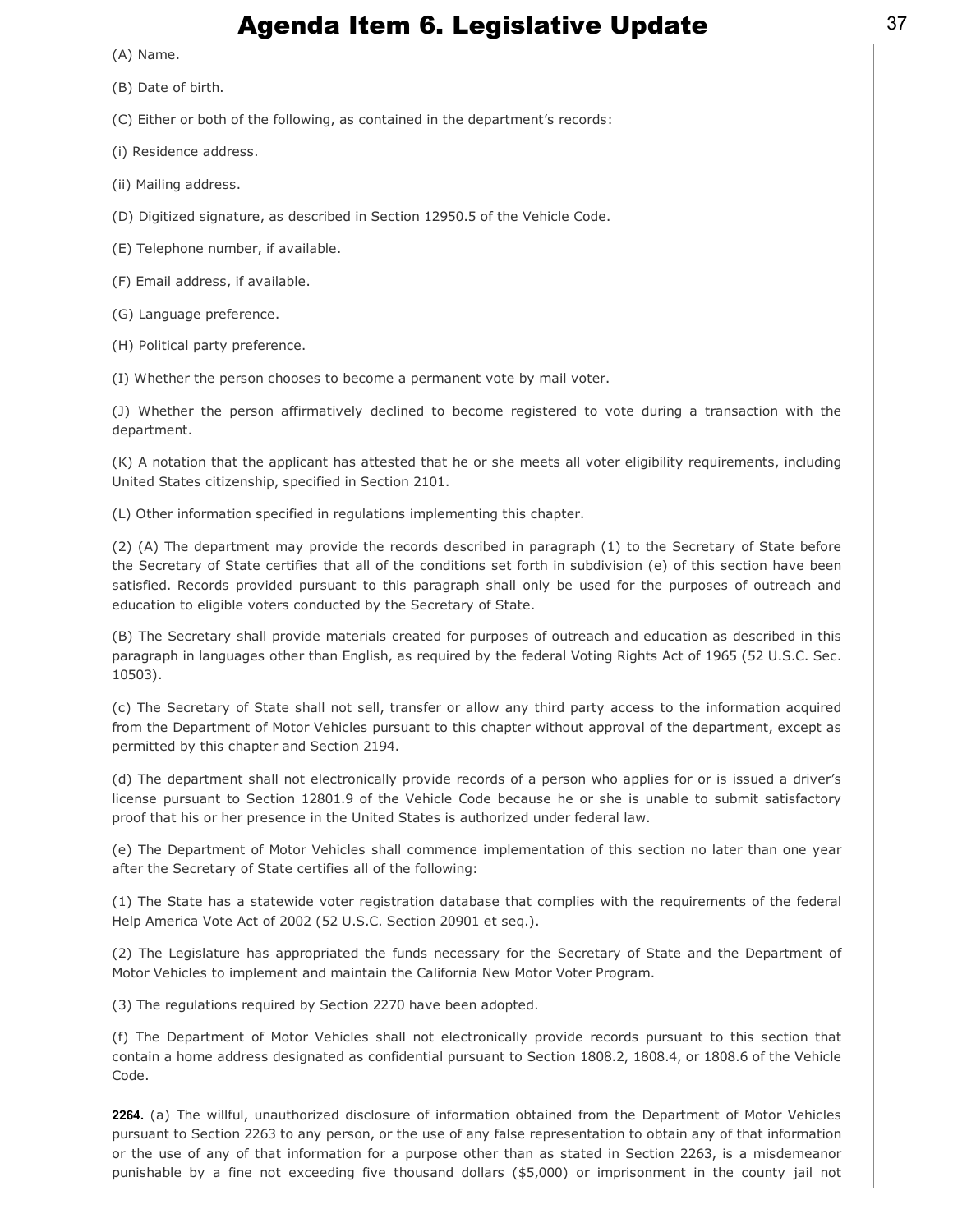(A) Name.

(B) Date of birth.

(C) Either or both of the following, as contained in the department's records:

(i) Residence address.

(ii) Mailing address.

(D) Digitized signature, as described in Section 12950.5 of the Vehicle Code.

(E) Telephone number, if available.

(F) Email address, if available.

(G) Language preference.

(H) Political party preference.

(I) Whether the person chooses to become a permanent vote by mail voter.

(J) Whether the person affirmatively declined to become registered to vote during a transaction with the department.

(K) A notation that the applicant has attested that he or she meets all voter eligibility requirements, including United States citizenship, specified in Section 2101.

(L) Other information specified in regulations implementing this chapter.

(2) (A) The department may provide the records described in paragraph (1) to the Secretary of State before the Secretary of State certifies that all of the conditions set forth in subdivision (e) of this section have been satisfied. Records provided pursuant to this paragraph shall only be used for the purposes of outreach and education to eligible voters conducted by the Secretary of State.

(B) The Secretary shall provide materials created for purposes of outreach and education as described in this paragraph in languages other than English, as required by the federal Voting Rights Act of 1965 (52 U.S.C. Sec. 10503).

(c) The Secretary of State shall not sell, transfer or allow any third party access to the information acquired from the Department of Motor Vehicles pursuant to this chapter without approval of the department, except as permitted by this chapter and Section 2194.

(d) The department shall not electronically provide records of a person who applies for or is issued a driver's license pursuant to Section 12801.9 of the Vehicle Code because he or she is unable to submit satisfactory proof that his or her presence in the United States is authorized under federal law.

(e) The Department of Motor Vehicles shall commence implementation of this section no later than one year after the Secretary of State certifies all of the following:

(1) The State has a statewide voter registration database that complies with the requirements of the federal Help America Vote Act of 2002 (52 U.S.C. Section 20901 et seq.).

(2) The Legislature has appropriated the funds necessary for the Secretary of State and the Department of Motor Vehicles to implement and maintain the California New Motor Voter Program.

(3) The regulations required by Section 2270 have been adopted.

(f) The Department of Motor Vehicles shall not electronically provide records pursuant to this section that contain a home address designated as confidential pursuant to Section 1808.2, 1808.4, or 1808.6 of the Vehicle Code.

**2264.** (a) The willful, unauthorized disclosure of information obtained from the Department of Motor Vehicles pursuant to Section 2263 to any person, or the use of any false representation to obtain any of that information or the use of any of that information for a purpose other than as stated in Section 2263, is a misdemeanor punishable by a fine not exceeding five thousand dollars ($5,000) or imprisonment in the county jail not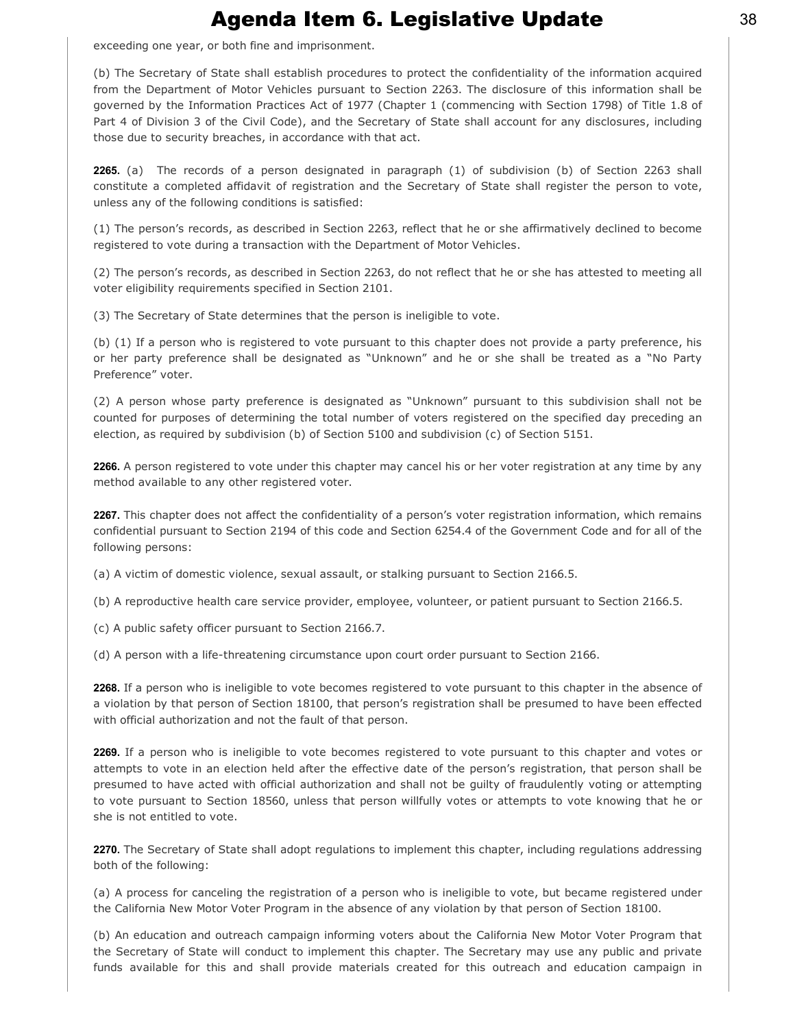exceeding one year, or both fine and imprisonment.

(b) The Secretary of State shall establish procedures to protect the confidentiality of the information acquired from the Department of Motor Vehicles pursuant to Section 2263. The disclosure of this information shall be governed by the Information Practices Act of 1977 (Chapter 1 (commencing with Section 1798) of Title 1.8 of Part 4 of Division 3 of the Civil Code), and the Secretary of State shall account for any disclosures, including those due to security breaches, in accordance with that act.

**2265.** (a) The records of a person designated in paragraph (1) of subdivision (b) of Section 2263 shall constitute a completed affidavit of registration and the Secretary of State shall register the person to vote, unless any of the following conditions is satisfied:

(1) The person's records, as described in Section 2263, reflect that he or she affirmatively declined to become registered to vote during a transaction with the Department of Motor Vehicles.

(2) The person's records, as described in Section 2263, do not reflect that he or she has attested to meeting all voter eligibility requirements specified in Section 2101.

(3) The Secretary of State determines that the person is ineligible to vote.

(b) (1) If a person who is registered to vote pursuant to this chapter does not provide a party preference, his or her party preference shall be designated as "Unknown" and he or she shall be treated as a "No Party Preference" voter.

(2) A person whose party preference is designated as "Unknown" pursuant to this subdivision shall not be counted for purposes of determining the total number of voters registered on the specified day preceding an election, as required by subdivision (b) of Section 5100 and subdivision (c) of Section 5151.

**2266.** A person registered to vote under this chapter may cancel his or her voter registration at any time by any method available to any other registered voter.

**2267.** This chapter does not affect the confidentiality of a person's voter registration information, which remains confidential pursuant to Section 2194 of this code and Section 6254.4 of the Government Code and for all of the following persons:

(a) A victim of domestic violence, sexual assault, or stalking pursuant to Section 2166.5.

(b) A reproductive health care service provider, employee, volunteer, or patient pursuant to Section 2166.5.

(c) A public safety officer pursuant to Section 2166.7.

(d) A person with a life-threatening circumstance upon court order pursuant to Section 2166.

**2268.** If a person who is ineligible to vote becomes registered to vote pursuant to this chapter in the absence of a violation by that person of Section 18100, that person's registration shall be presumed to have been effected with official authorization and not the fault of that person.

**2269.** If a person who is ineligible to vote becomes registered to vote pursuant to this chapter and votes or attempts to vote in an election held after the effective date of the person's registration, that person shall be presumed to have acted with official authorization and shall not be guilty of fraudulently voting or attempting to vote pursuant to Section 18560, unless that person willfully votes or attempts to vote knowing that he or she is not entitled to vote.

**2270.** The Secretary of State shall adopt regulations to implement this chapter, including regulations addressing both of the following:

(a) A process for canceling the registration of a person who is ineligible to vote, but became registered under the California New Motor Voter Program in the absence of any violation by that person of Section 18100.

(b) An education and outreach campaign informing voters about the California New Motor Voter Program that the Secretary of State will conduct to implement this chapter. The Secretary may use any public and private funds available for this and shall provide materials created for this outreach and education campaign in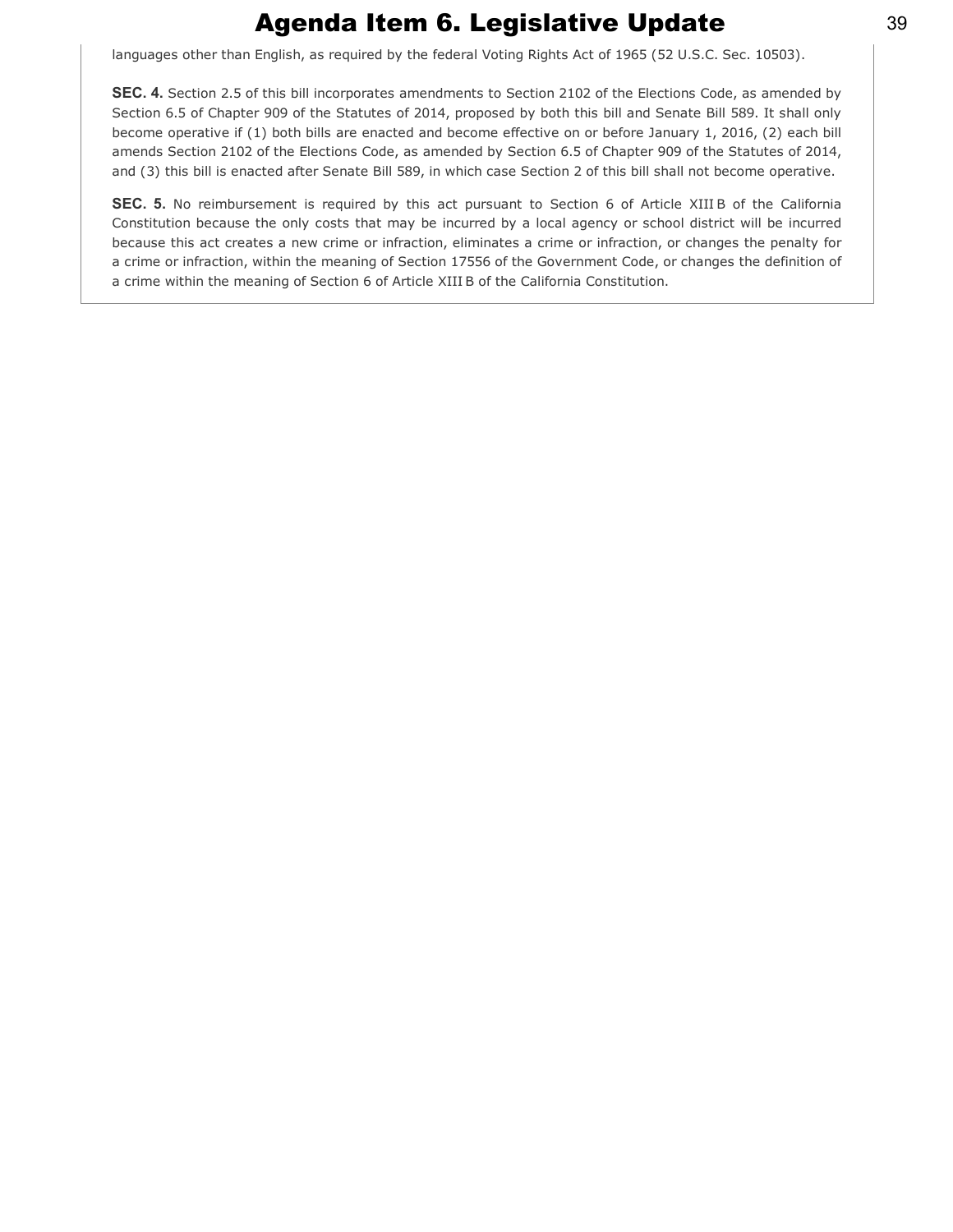languages other than English, as required by the federal Voting Rights Act of 1965 (52 U.S.C. Sec. 10503).

**SEC. 4.** Section 2.5 of this bill incorporates amendments to Section 2102 of the Elections Code, as amended by Section 6.5 of Chapter 909 of the Statutes of 2014, proposed by both this bill and Senate Bill 589. It shall only become operative if (1) both bills are enacted and become effective on or before January 1, 2016, (2) each bill amends Section 2102 of the Elections Code, as amended by Section 6.5 of Chapter 909 of the Statutes of 2014, and (3) this bill is enacted after Senate Bill 589, in which case Section 2 of this bill shall not become operative.

**SEC. 5.** No reimbursement is required by this act pursuant to Section 6 of Article XIII B of the California Constitution because the only costs that may be incurred by a local agency or school district will be incurred because this act creates a new crime or infraction, eliminates a crime or infraction, or changes the penalty for a crime or infraction, within the meaning of Section 17556 of the Government Code, or changes the definition of a crime within the meaning of Section 6 of Article XIII B of the California Constitution.